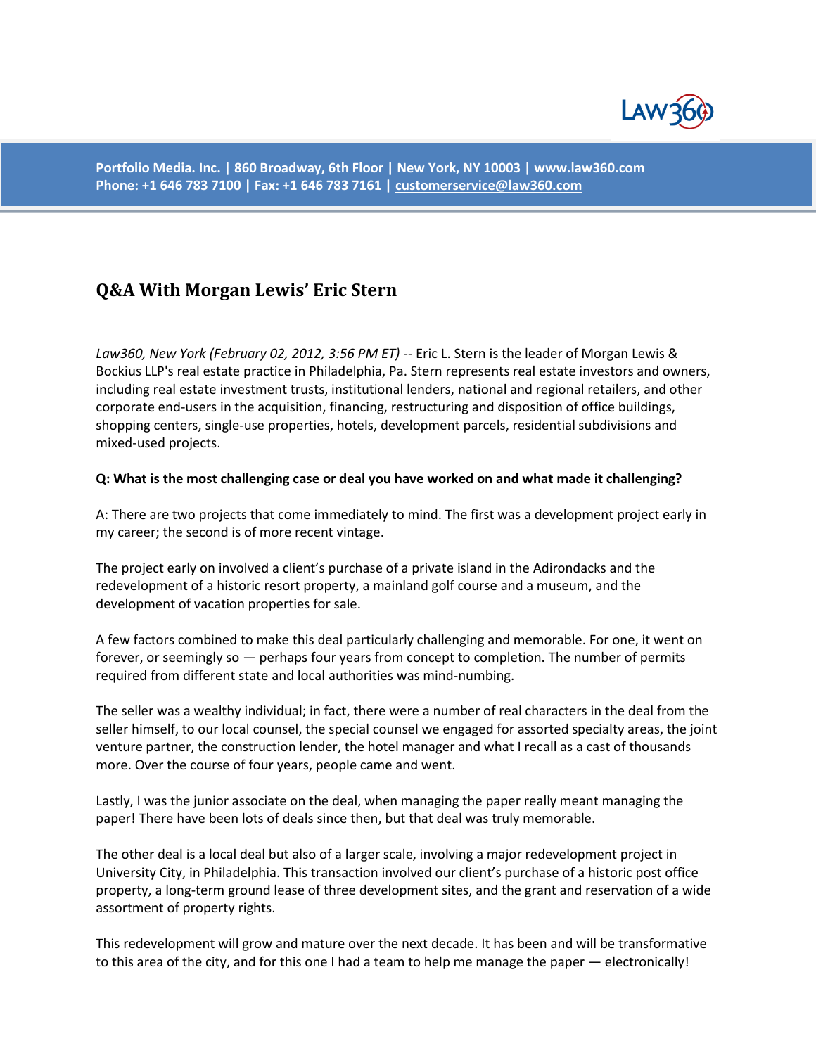Portfolio Media. Inc. | 860 Broadway, 6th Floor | New York, NY 10003 | www.law360.com
Phone: +1 646 783 7100 | Fax: +1 646 783 7161 | customerservice@law360.com

# Q&A With Morgan Lewis' Eric Stern

*Law360, New York (February 02, 2012, 3:56 PM ET)* -- Eric L. Stern is the leader of Morgan Lewis & Bockius LLP's real estate practice in Philadelphia, Pa. Stern represents real estate investors and owners, including real estate investment trusts, institutional lenders, national and regional retailers, and other corporate end-users in the acquisition, financing, restructuring and disposition of office buildings, shopping centers, single-use properties, hotels, development parcels, residential subdivisions and mixed-used projects.

**Q: What is the most challenging case or deal you have worked on and what made it challenging?**

A: There are two projects that come immediately to mind. The first was a development project early in my career; the second is of more recent vintage.

The project early on involved a client's purchase of a private island in the Adirondacks and the redevelopment of a historic resort property, a mainland golf course and a museum, and the development of vacation properties for sale.

A few factors combined to make this deal particularly challenging and memorable. For one, it went on forever, or seemingly so — perhaps four years from concept to completion. The number of permits required from different state and local authorities was mind-numbing.

The seller was a wealthy individual; in fact, there were a number of real characters in the deal from the seller himself, to our local counsel, the special counsel we engaged for assorted specialty areas, the joint venture partner, the construction lender, the hotel manager and what I recall as a cast of thousands more. Over the course of four years, people came and went.

Lastly, I was the junior associate on the deal, when managing the paper really meant managing the paper! There have been lots of deals since then, but that deal was truly memorable.

The other deal is a local deal but also of a larger scale, involving a major redevelopment project in University City, in Philadelphia. This transaction involved our client's purchase of a historic post office property, a long-term ground lease of three development sites, and the grant and reservation of a wide assortment of property rights.

This redevelopment will grow and mature over the next decade. It has been and will be transformative to this area of the city, and for this one I had a team to help me manage the paper — electronically!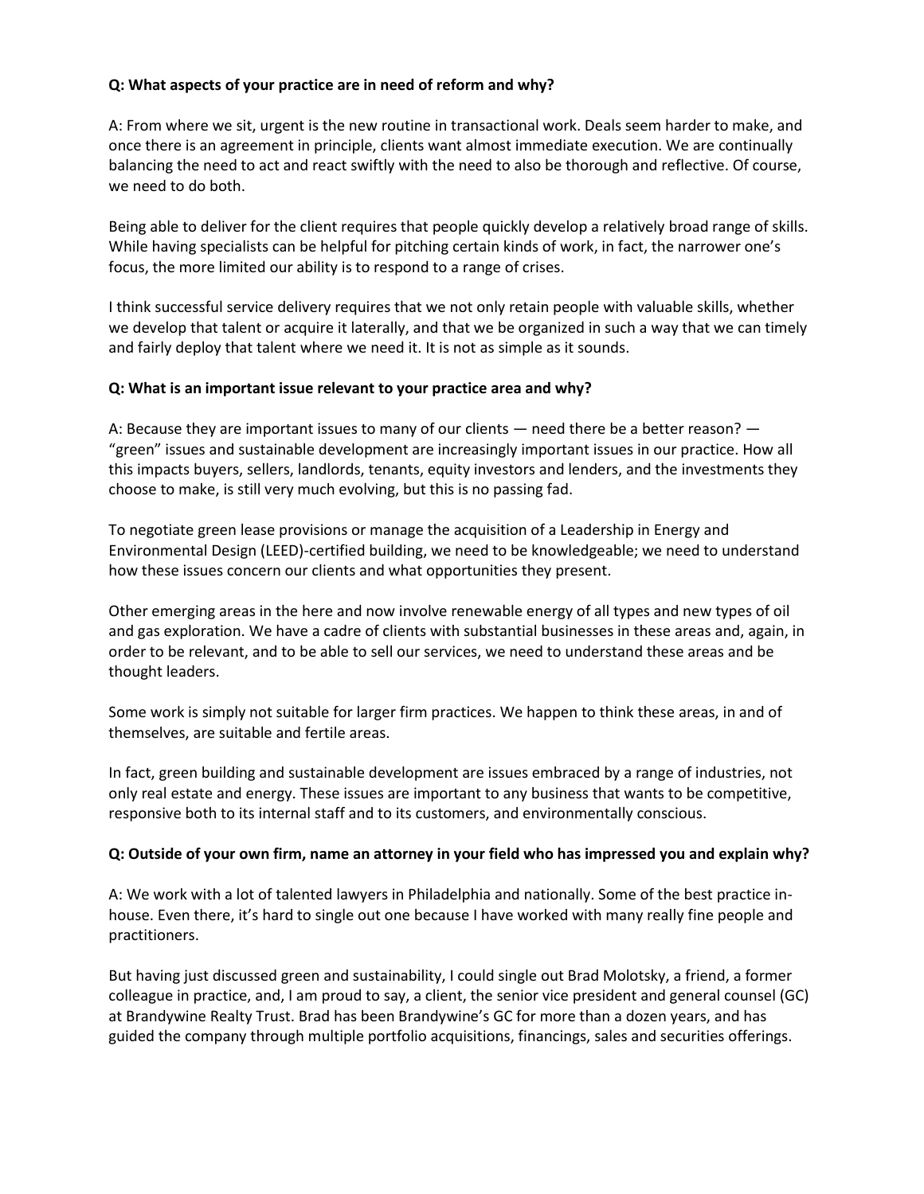**Q: What aspects of your practice are in need of reform and why?**

A: From where we sit, urgent is the new routine in transactional work. Deals seem harder to make, and once there is an agreement in principle, clients want almost immediate execution. We are continually balancing the need to act and react swiftly with the need to also be thorough and reflective. Of course, we need to do both.

Being able to deliver for the client requires that people quickly develop a relatively broad range of skills. While having specialists can be helpful for pitching certain kinds of work, in fact, the narrower one's focus, the more limited our ability is to respond to a range of crises.

I think successful service delivery requires that we not only retain people with valuable skills, whether we develop that talent or acquire it laterally, and that we be organized in such a way that we can timely and fairly deploy that talent where we need it. It is not as simple as it sounds.

**Q: What is an important issue relevant to your practice area and why?**

A: Because they are important issues to many of our clients — need there be a better reason? — "green" issues and sustainable development are increasingly important issues in our practice. How all this impacts buyers, sellers, landlords, tenants, equity investors and lenders, and the investments they choose to make, is still very much evolving, but this is no passing fad.

To negotiate green lease provisions or manage the acquisition of a Leadership in Energy and Environmental Design (LEED)-certified building, we need to be knowledgeable; we need to understand how these issues concern our clients and what opportunities they present.

Other emerging areas in the here and now involve renewable energy of all types and new types of oil and gas exploration. We have a cadre of clients with substantial businesses in these areas and, again, in order to be relevant, and to be able to sell our services, we need to understand these areas and be thought leaders.

Some work is simply not suitable for larger firm practices. We happen to think these areas, in and of themselves, are suitable and fertile areas.

In fact, green building and sustainable development are issues embraced by a range of industries, not only real estate and energy. These issues are important to any business that wants to be competitive, responsive both to its internal staff and to its customers, and environmentally conscious.

**Q: Outside of your own firm, name an attorney in your field who has impressed you and explain why?**

A: We work with a lot of talented lawyers in Philadelphia and nationally. Some of the best practice in-house. Even there, it's hard to single out one because I have worked with many really fine people and practitioners.

But having just discussed green and sustainability, I could single out Brad Molotsky, a friend, a former colleague in practice, and, I am proud to say, a client, the senior vice president and general counsel (GC) at Brandywine Realty Trust. Brad has been Brandywine's GC for more than a dozen years, and has guided the company through multiple portfolio acquisitions, financings, sales and securities offerings.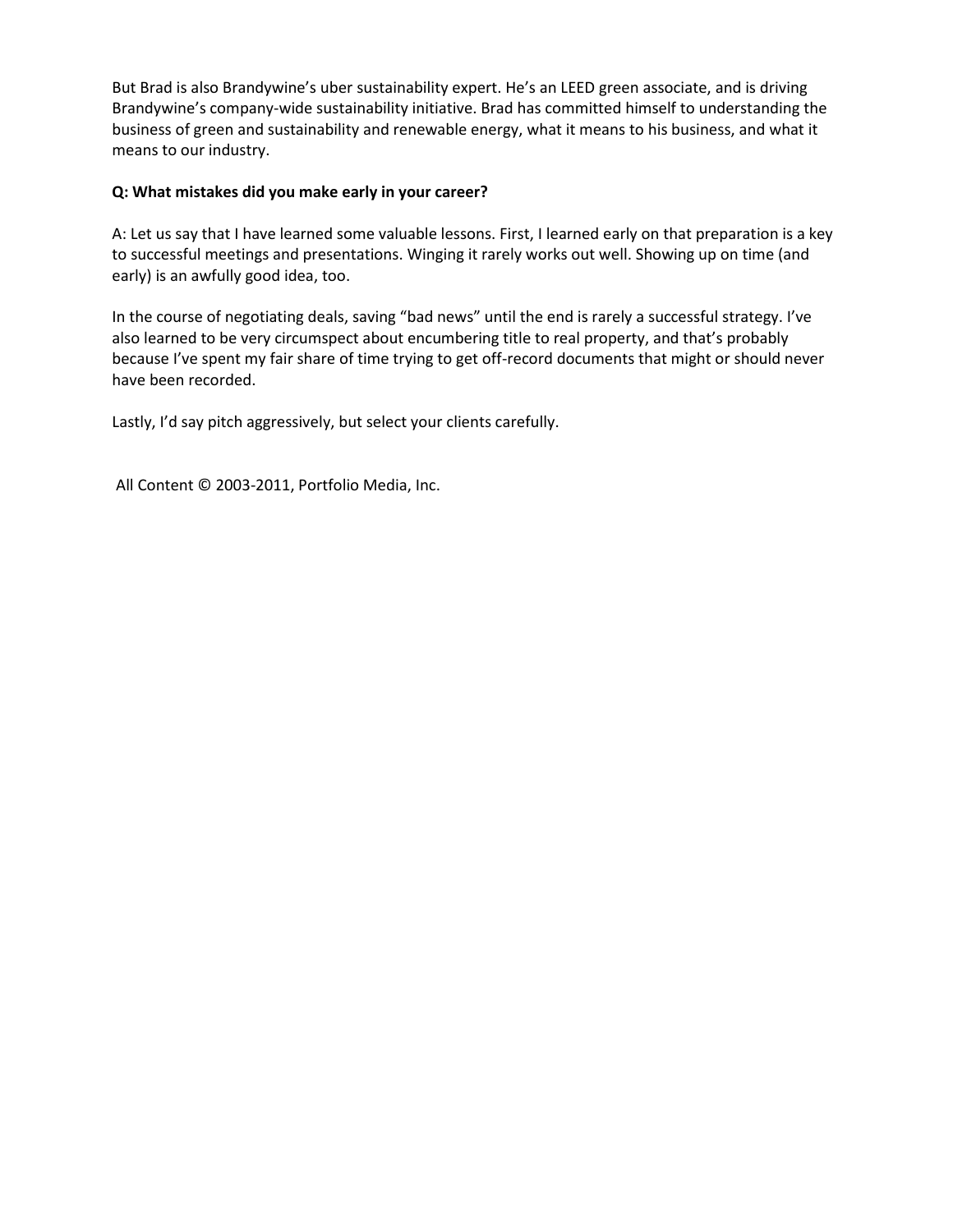But Brad is also Brandywine's uber sustainability expert. He's an LEED green associate, and is driving Brandywine's company-wide sustainability initiative. Brad has committed himself to understanding the business of green and sustainability and renewable energy, what it means to his business, and what it means to our industry.

**Q: What mistakes did you make early in your career?**

A: Let us say that I have learned some valuable lessons. First, I learned early on that preparation is a key to successful meetings and presentations. Winging it rarely works out well. Showing up on time (and early) is an awfully good idea, too.

In the course of negotiating deals, saving "bad news" until the end is rarely a successful strategy. I've also learned to be very circumspect about encumbering title to real property, and that's probably because I've spent my fair share of time trying to get off-record documents that might or should never have been recorded.

Lastly, I'd say pitch aggressively, but select your clients carefully.

All Content © 2003-2011, Portfolio Media, Inc.